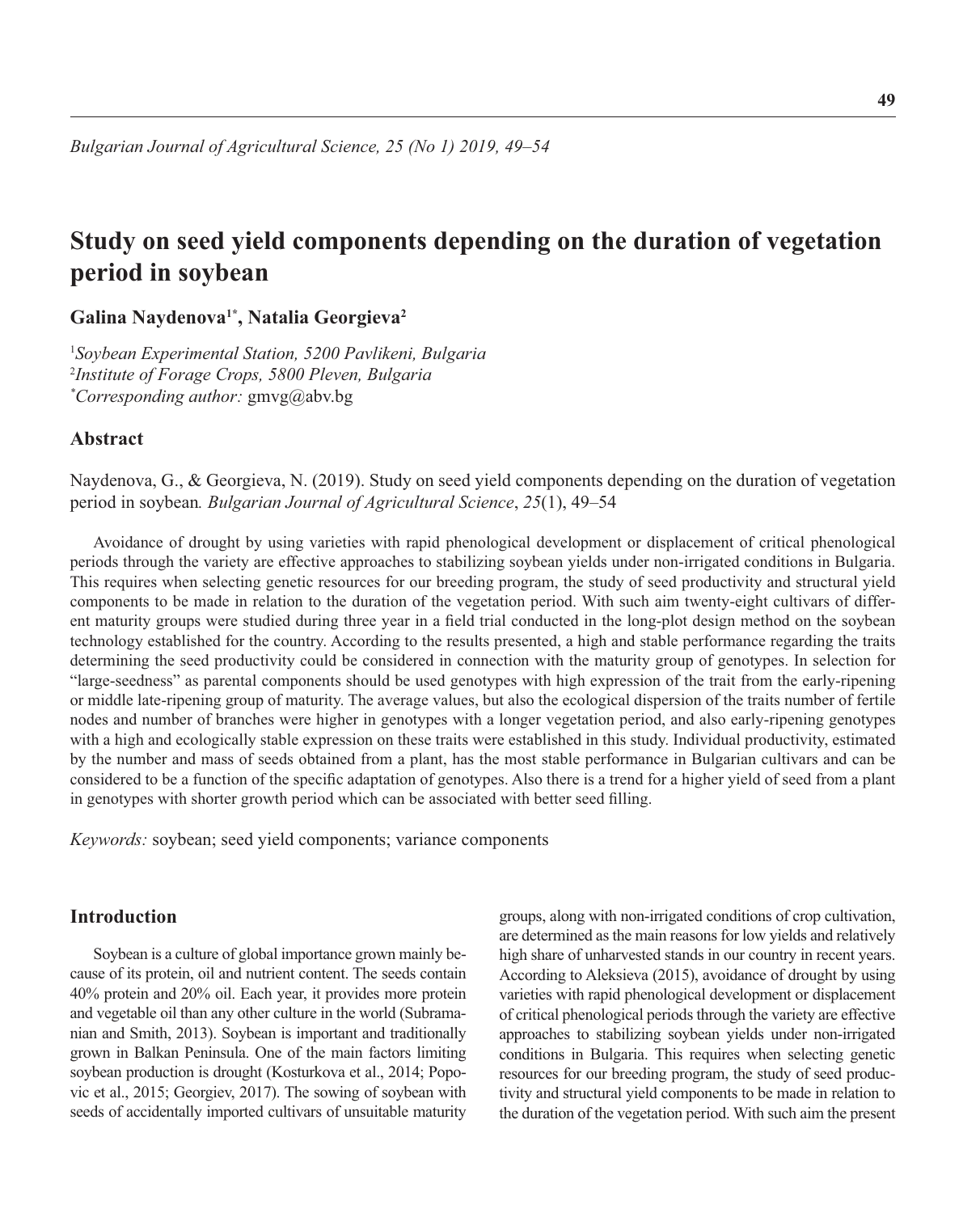# Study on seed yield components depending on the duration of vegetation period in soybean

**Galina Naydenova[1*], Natalia Georgieva[2]**

[1]*Soybean Experimental Station, 5200 Pavlikeni, Bulgaria*
[2]*Institute of Forage Crops, 5800 Pleven, Bulgaria*
[*]*Corresponding author:* gmvg@abv.bg

## Abstract

Naydenova, G., & Georgieva, N. (2019). Study on seed yield components depending on the duration of vegetation period in soybean*. Bulgarian Journal of Agricultural Science*, *25*(1), 49–54

Avoidance of drought by using varieties with rapid phenological development or displacement of critical phenological periods through the variety are effective approaches to stabilizing soybean yields under non-irrigated conditions in Bulgaria. This requires when selecting genetic resources for our breeding program, the study of seed productivity and structural yield components to be made in relation to the duration of the vegetation period. With such aim twenty-eight cultivars of different maturity groups were studied during three year in a field trial conducted in the long-plot design method on the soybean technology established for the country. According to the results presented, a high and stable performance regarding the traits determining the seed productivity could be considered in connection with the maturity group of genotypes. In selection for "large-seedness" as parental components should be used genotypes with high expression of the trait from the early-ripening or middle late-ripening group of maturity. The average values, but also the ecological dispersion of the traits number of fertile nodes and number of branches were higher in genotypes with a longer vegetation period, and also early-ripening genotypes with a high and ecologically stable expression on these traits were established in this study. Individual productivity, estimated by the number and mass of seeds obtained from a plant, has the most stable performance in Bulgarian cultivars and can be considered to be a function of the specific adaptation of genotypes. Also there is a trend for a higher yield of seed from a plant in genotypes with shorter growth period which can be associated with better seed filling.

*Keywords:* soybean; seed yield components; variance components

## Introduction

Soybean is a culture of global importance grown mainly because of its protein, oil and nutrient content. The seeds contain 40% protein and 20% oil. Each year, it provides more protein and vegetable oil than any other culture in the world (Subramanian and Smith, 2013). Soybean is important and traditionally grown in Balkan Peninsula. One of the main factors limiting soybean production is drought (Kosturkova et al., 2014; Popovic et al., 2015; Georgiev, 2017). The sowing of soybean with seeds of accidentally imported cultivars of unsuitable maturity groups, along with non-irrigated conditions of crop cultivation, are determined as the main reasons for low yields and relatively high share of unharvested stands in our country in recent years. According to Aleksieva (2015), avoidance of drought by using varieties with rapid phenological development or displacement of critical phenological periods through the variety are effective approaches to stabilizing soybean yields under non-irrigated conditions in Bulgaria. This requires when selecting genetic resources for our breeding program, the study of seed productivity and structural yield components to be made in relation to the duration of the vegetation period. With such aim the present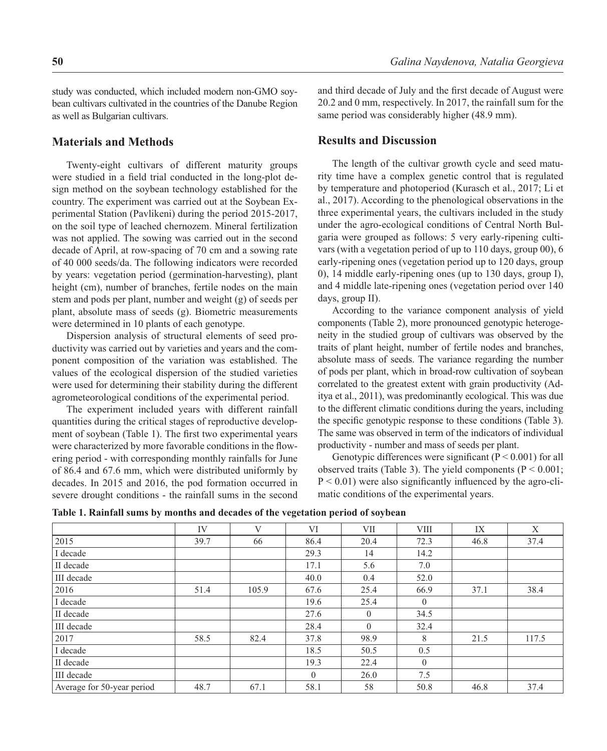study was conducted, which included modern non-GMO soybean cultivars cultivated in the countries of the Danube Region as well as Bulgarian cultivars.

## Materials and Methods

Twenty-eight cultivars of different maturity groups were studied in a field trial conducted in the long-plot design method on the soybean technology established for the country. The experiment was carried out at the Soybean Experimental Station (Pavlikeni) during the period 2015-2017, on the soil type of leached chernozem. Mineral fertilization was not applied. The sowing was carried out in the second decade of April, at row-spacing of 70 cm and a sowing rate of 40 000 seeds/da. The following indicators were recorded by years: vegetation period (germination-harvesting), plant height (cm), number of branches, fertile nodes on the main stem and pods per plant, number and weight (g) of seeds per plant, absolute mass of seeds (g). Biometric measurements were determined in 10 plants of each genotype.

Dispersion analysis of structural elements of seed productivity was carried out by varieties and years and the component composition of the variation was established. The values of the ecological dispersion of the studied varieties were used for determining their stability during the different agrometeorological conditions of the experimental period.

The experiment included years with different rainfall quantities during the critical stages of reproductive development of soybean (Table 1). The first two experimental years were characterized by more favorable conditions in the flowering period - with corresponding monthly rainfalls for June of 86.4 and 67.6 mm, which were distributed uniformly by decades. In 2015 and 2016, the pod formation occurred in severe drought conditions - the rainfall sums in the second and third decade of July and the first decade of August were 20.2 and 0 mm, respectively. In 2017, the rainfall sum for the same period was considerably higher (48.9 mm).

## Results and Discussion

The length of the cultivar growth cycle and seed maturity time have a complex genetic control that is regulated by temperature and photoperiod (Kurasch et al., 2017; Li et al., 2017). According to the phenological observations in the three experimental years, the cultivars included in the study under the agro-ecological conditions of Central North Bulgaria were grouped as follows: 5 very early-ripening cultivars (with a vegetation period of up to 110 days, group 00), 6 early-ripening ones (vegetation period up to 120 days, group 0), 14 middle early-ripening ones (up to 130 days, group I), and 4 middle late-ripening ones (vegetation period over 140 days, group II).

According to the variance component analysis of yield components (Table 2), more pronounced genotypic heterogeneity in the studied group of cultivars was observed by the traits of plant height, number of fertile nodes and branches, absolute mass of seeds. The variance regarding the number of pods per plant, which in broad-row cultivation of soybean correlated to the greatest extent with grain productivity (Aditya et al., 2011), was predominantly ecological. This was due to the different climatic conditions during the years, including the specific genotypic response to these conditions (Table 3). The same was observed in term of the indicators of individual productivity - number and mass of seeds per plant.

Genotypic differences were significant ($P < 0.001$) for all observed traits (Table 3). The yield components ($P < 0.001$; $P < 0.01$) were also significantly influenced by the agro-climatic conditions of the experimental years.

**Table 1. Rainfall sums by months and decades of the vegetation period of soybean**

| | IV | V | VI | VII | VIII | IX | X |
|---|---|---|---|---|---|---|---|
| 2015 | 39.7 | 66 | 86.4 | 20.4 | 72.3 | 46.8 | 37.4 |
| I decade | | | 29.3 | 14 | 14.2 | | |
| II decade | | | 17.1 | 5.6 | 7.0 | | |
| III decade | | | 40.0 | 0.4 | 52.0 | | |
| 2016 | 51.4 | 105.9 | 67.6 | 25.4 | 66.9 | 37.1 | 38.4 |
| I decade | | | 19.6 | 25.4 | 0 | | |
| II decade | | | 27.6 | 0 | 34.5 | | |
| III decade | | | 28.4 | 0 | 32.4 | | |
| 2017 | 58.5 | 82.4 | 37.8 | 98.9 | 8 | 21.5 | 117.5 |
| I decade | | | 18.5 | 50.5 | 0.5 | | |
| II decade | | | 19.3 | 22.4 | 0 | | |
| III decade | | | 0 | 26.0 | 7.5 | | |
| Average for 50-year period | 48.7 | 67.1 | 58.1 | 58 | 50.8 | 46.8 | 37.4 |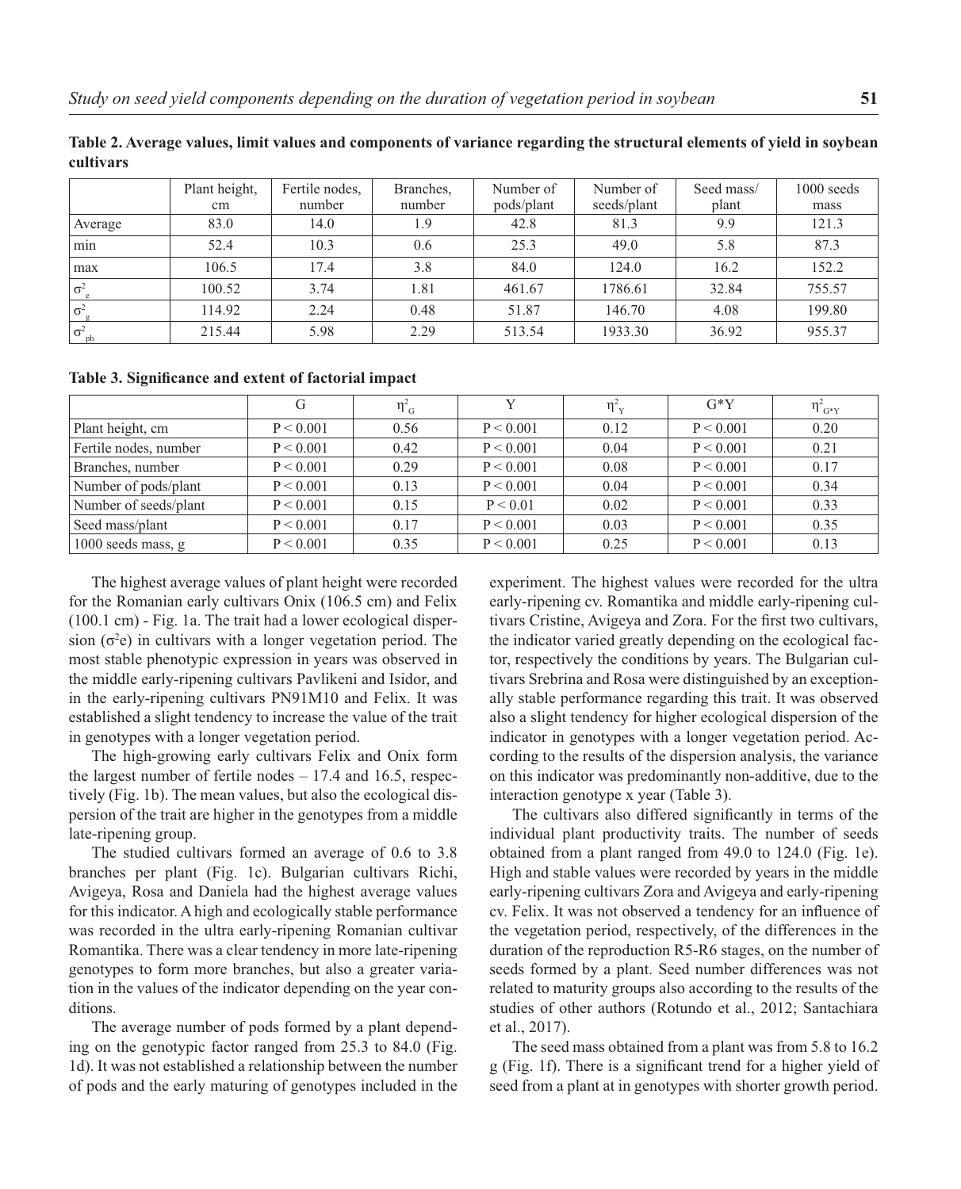**Table 2. Average values, limit values and components of variance regarding the structural elements of yield in soybean cultivars**

| | Plant height, cm | Fertile nodes, number | Branches, number | Number of pods/plant | Number of seeds/plant | Seed mass/ plant | 1000 seeds mass |
|---|---|---|---|---|---|---|---|
| Average | 83.0 | 14.0 | 1.9 | 42.8 | 81.3 | 9.9 | 121.3 |
| min | 52.4 | 10.3 | 0.6 | 25.3 | 49.0 | 5.8 | 87.3 |
| max | 106.5 | 17.4 | 3.8 | 84.0 | 124.0 | 16.2 | 152.2 |
| $\sigma^2_e$ | 100.52 | 3.74 | 1.81 | 461.67 | 1786.61 | 32.84 | 755.57 |
| $\sigma^2_g$ | 114.92 | 2.24 | 0.48 | 51.87 | 146.70 | 4.08 | 199.80 |
| $\sigma^2_{ph}$ | 215.44 | 5.98 | 2.29 | 513.54 | 1933.30 | 36.92 | 955.37 |

**Table 3. Significance and extent of factorial impact**

| | G | $\eta^2_G$ | Y | $\eta^2_Y$ | G*Y | $\eta^2_{G*Y}$ |
|---|---|---|---|---|---|---|
| Plant height, cm | P < 0.001 | 0.56 | P < 0.001 | 0.12 | P < 0.001 | 0.20 |
| Fertile nodes, number | P < 0.001 | 0.42 | P < 0.001 | 0.04 | P < 0.001 | 0.21 |
| Branches, number | P < 0.001 | 0.29 | P < 0.001 | 0.08 | P < 0.001 | 0.17 |
| Number of pods/plant | P < 0.001 | 0.13 | P < 0.001 | 0.04 | P < 0.001 | 0.34 |
| Number of seeds/plant | P < 0.001 | 0.15 | P < 0.01 | 0.02 | P < 0.001 | 0.33 |
| Seed mass/plant | P < 0.001 | 0.17 | P < 0.001 | 0.03 | P < 0.001 | 0.35 |
| 1000 seeds mass, g | P < 0.001 | 0.35 | P < 0.001 | 0.25 | P < 0.001 | 0.13 |

The highest average values of plant height were recorded for the Romanian early cultivars Onix (106.5 cm) and Felix (100.1 cm) - Fig. 1a. The trait had a lower ecological dispersion ($\sigma^2 e$) in cultivars with a longer vegetation period. The most stable phenotypic expression in years was observed in the middle early-ripening cultivars Pavlikeni and Isidor, and in the early-ripening cultivars PN91M10 and Felix. It was established a slight tendency to increase the value of the trait in genotypes with a longer vegetation period.

The high-growing early cultivars Felix and Onix form the largest number of fertile nodes – 17.4 and 16.5, respectively (Fig. 1b). The mean values, but also the ecological dispersion of the trait are higher in the genotypes from a middle late-ripening group.

The studied cultivars formed an average of 0.6 to 3.8 branches per plant (Fig. 1c). Bulgarian cultivars Richi, Avigeya, Rosa and Daniela had the highest average values for this indicator. A high and ecologically stable performance was recorded in the ultra early-ripening Romanian cultivar Romantika. There was a clear tendency in more late-ripening genotypes to form more branches, but also a greater variation in the values of the indicator depending on the year conditions.

The average number of pods formed by a plant depending on the genotypic factor ranged from 25.3 to 84.0 (Fig. 1d). It was not established a relationship between the number of pods and the early maturing of genotypes included in the experiment. The highest values were recorded for the ultra early-ripening cv. Romantika and middle early-ripening cultivars Cristine, Avigeya and Zora. For the first two cultivars, the indicator varied greatly depending on the ecological factor, respectively the conditions by years. The Bulgarian cultivars Srebrina and Rosa were distinguished by an exceptionally stable performance regarding this trait. It was observed also a slight tendency for higher ecological dispersion of the indicator in genotypes with a longer vegetation period. According to the results of the dispersion analysis, the variance on this indicator was predominantly non-additive, due to the interaction genotype x year (Table 3).

The cultivars also differed significantly in terms of the individual plant productivity traits. The number of seeds obtained from a plant ranged from 49.0 to 124.0 (Fig. 1e). High and stable values were recorded by years in the middle early-ripening cultivars Zora and Avigeya and early-ripening cv. Felix. It was not observed a tendency for an influence of the vegetation period, respectively, of the differences in the duration of the reproduction R5-R6 stages, on the number of seeds formed by a plant. Seed number differences was not related to maturity groups also according to the results of the studies of other authors (Rotundo et al., 2012; Santachiara et al., 2017).

The seed mass obtained from a plant was from 5.8 to 16.2 g (Fig. 1f). There is a significant trend for a higher yield of seed from a plant at in genotypes with shorter growth period.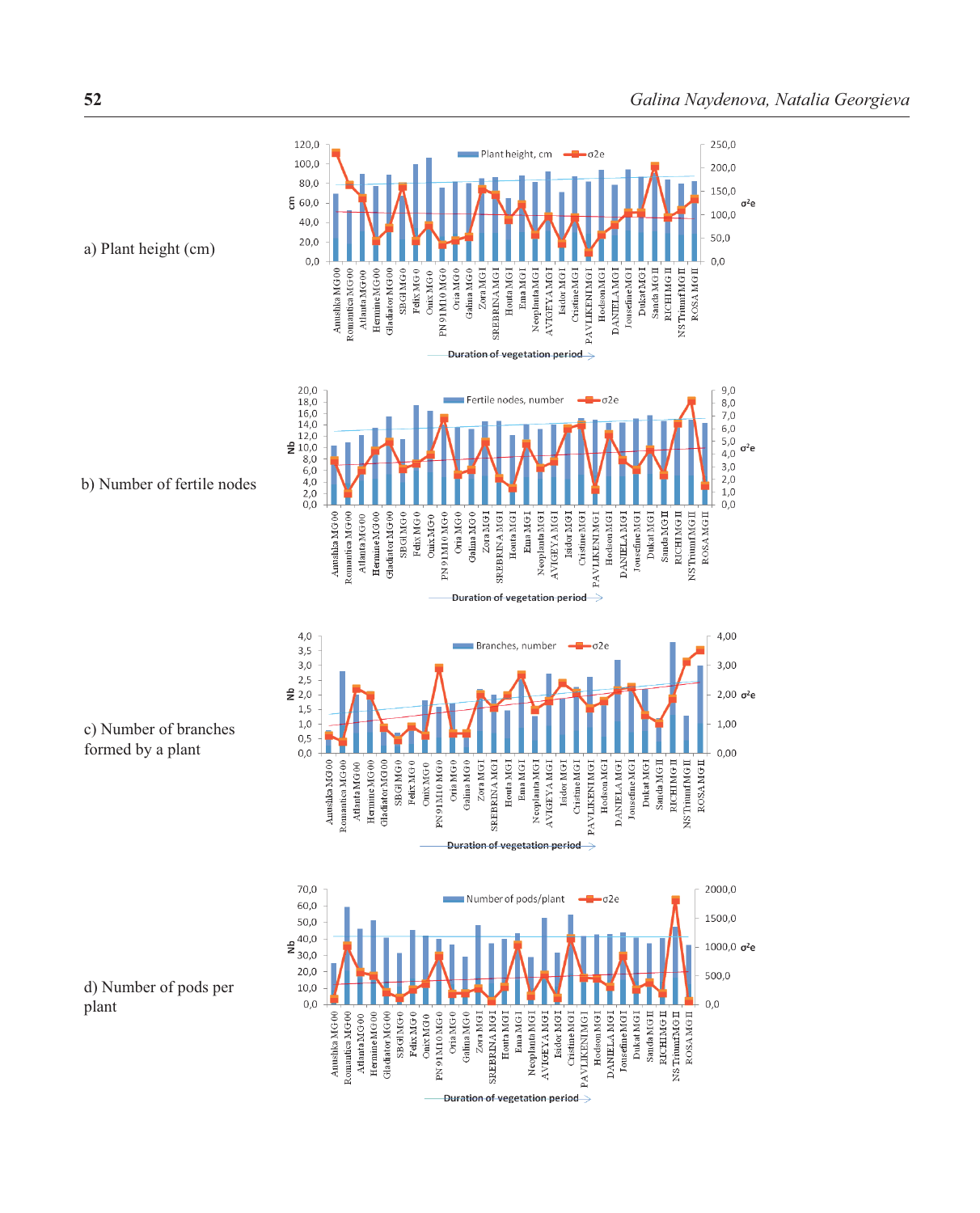a) Plant height (cm)

b) Number of fertile nodes

c) Number of branches formed by a plant

d) Number of pods per plant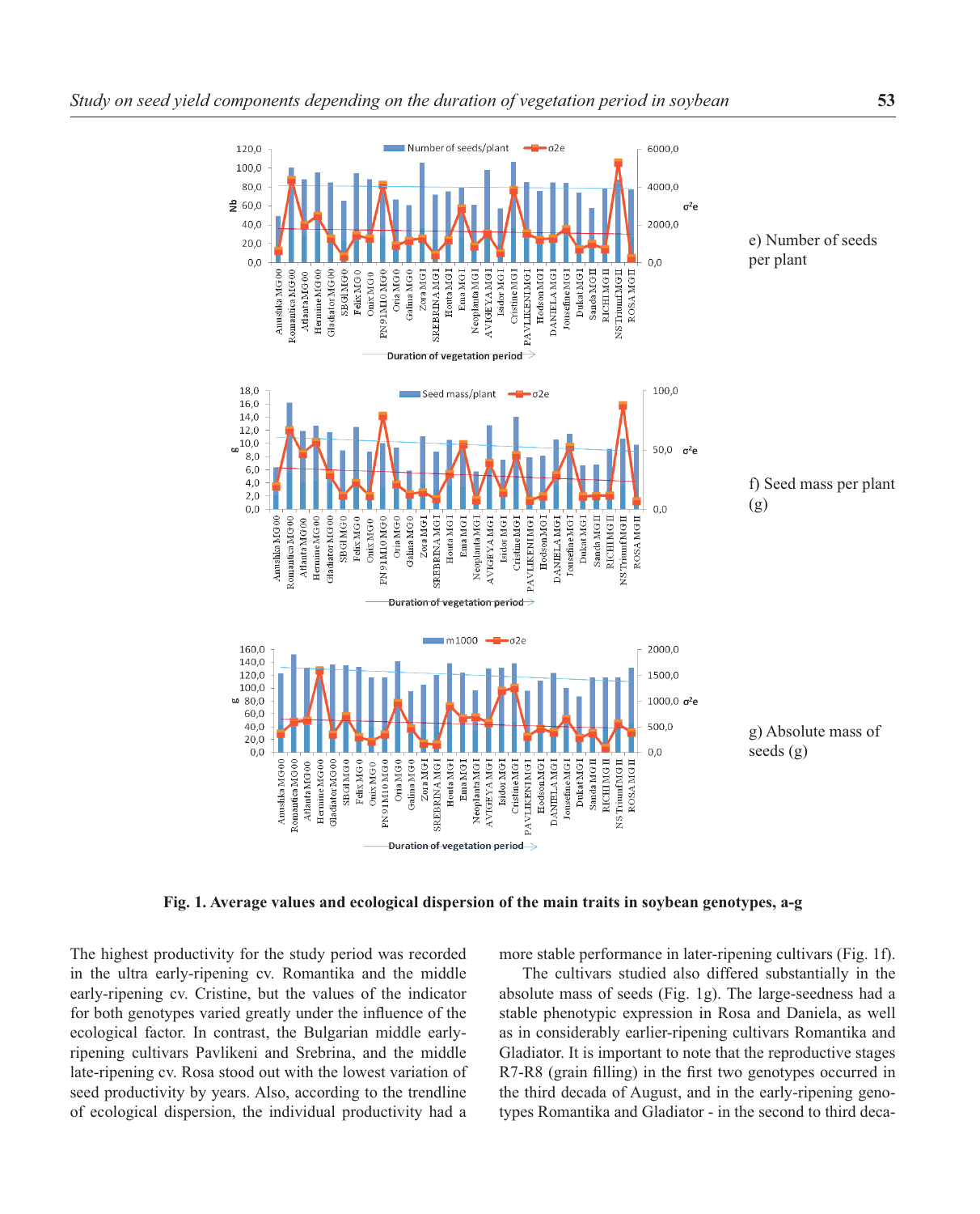e) Number of seeds per plant

f) Seed mass per plant (g)

g) Absolute mass of seeds (g)

**Fig. 1. Average values and ecological dispersion of the main traits in soybean genotypes, a-g**

The highest productivity for the study period was recorded in the ultra early-ripening cv. Romantika and the middle early-ripening cv. Cristine, but the values of the indicator for both genotypes varied greatly under the influence of the ecological factor. In contrast, the Bulgarian middle early-ripening cultivars Pavlikeni and Srebrina, and the middle late-ripening cv. Rosa stood out with the lowest variation of seed productivity by years. Also, according to the trendline of ecological dispersion, the individual productivity had a more stable performance in later-ripening cultivars (Fig. 1f).

The cultivars studied also differed substantially in the absolute mass of seeds (Fig. 1g). The large-seedness had a stable phenotypic expression in Rosa and Daniela, as well as in considerably earlier-ripening cultivars Romantika and Gladiator. It is important to note that the reproductive stages R7-R8 (grain filling) in the first two genotypes occurred in the third decada of August, and in the early-ripening genotypes Romantika and Gladiator - in the second to third deca-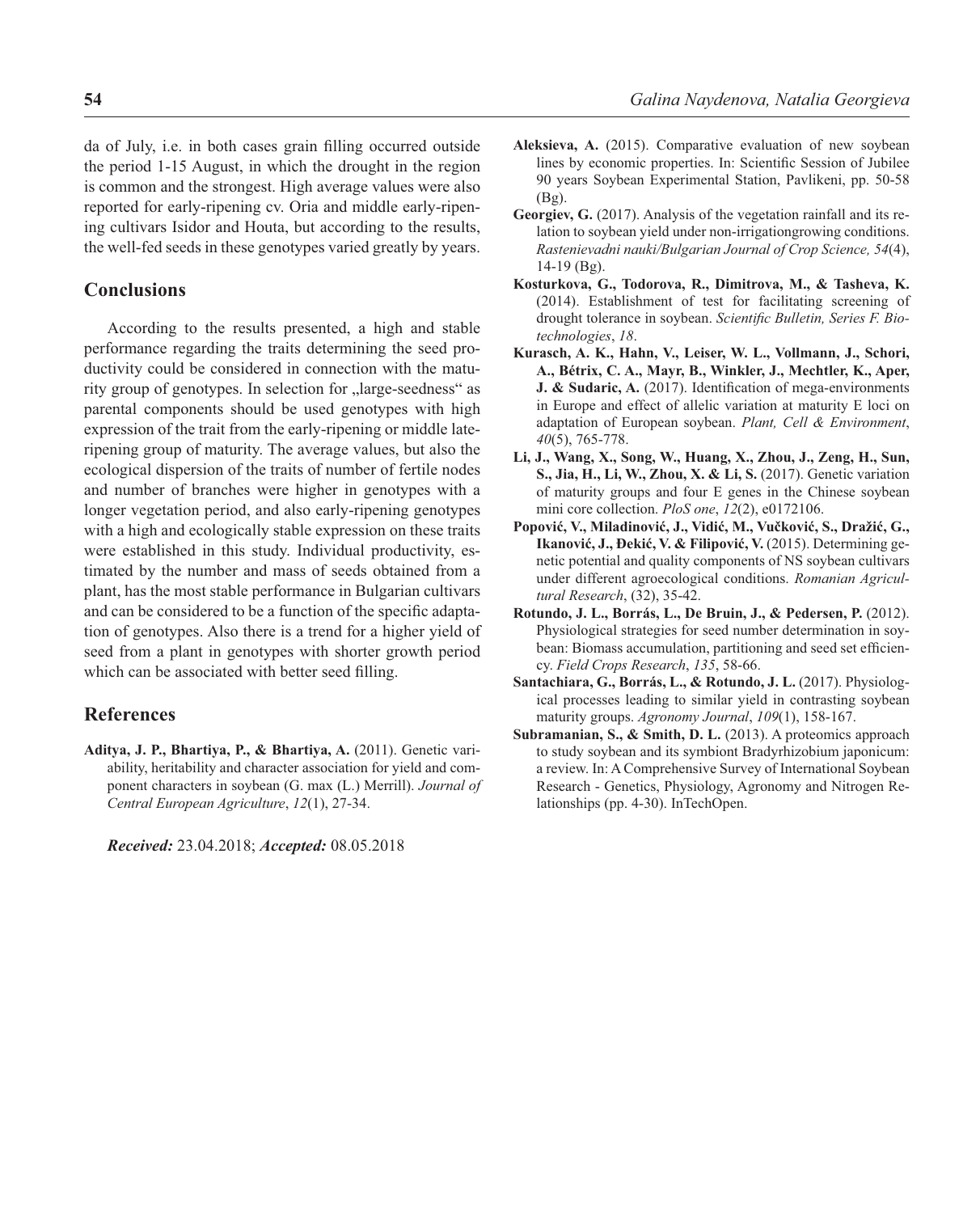da of July, i.e. in both cases grain filling occurred outside the period 1-15 August, in which the drought in the region is common and the strongest. High average values were also reported for early-ripening cv. Oria and middle early-ripening cultivars Isidor and Houta, but according to the results, the well-fed seeds in these genotypes varied greatly by years.

## Conclusions

According to the results presented, a high and stable performance regarding the traits determining the seed productivity could be considered in connection with the maturity group of genotypes. In selection for „large-seedness" as parental components should be used genotypes with high expression of the trait from the early-ripening or middle late-ripening group of maturity. The average values, but also the ecological dispersion of the traits of number of fertile nodes and number of branches were higher in genotypes with a longer vegetation period, and also early-ripening genotypes with a high and ecologically stable expression on these traits were established in this study. Individual productivity, estimated by the number and mass of seeds obtained from a plant, has the most stable performance in Bulgarian cultivars and can be considered to be a function of the specific adaptation of genotypes. Also there is a trend for a higher yield of seed from a plant in genotypes with shorter growth period which can be associated with better seed filling.

## References

**Aditya, J. P., Bhartiya, P., & Bhartiya, A.** (2011). Genetic variability, heritability and character association for yield and component characters in soybean (G. max (L.) Merrill). *Journal of Central European Agriculture*, *12*(1), 27-34.

***Received:*** 23.04.2018; ***Accepted:*** 08.05.2018

**Aleksieva, A.** (2015). Comparative evaluation of new soybean lines by economic properties. In: Scientific Session of Jubilee 90 years Soybean Experimental Station, Pavlikeni, pp. 50-58 (Bg).

**Georgiev, G.** (2017). Analysis of the vegetation rainfall and its relation to soybean yield under non-irrigationgrowing conditions. *Rastenievadni nauki/Bulgarian Journal of Crop Science, 54*(4), 14-19 (Bg).

**Kosturkova, G., Todorova, R., Dimitrova, M., & Tasheva, K.** (2014). Establishment of test for facilitating screening of drought tolerance in soybean. *Scientific Bulletin, Series F. Biotechnologies*, *18*.

**Kurasch, A. K., Hahn, V., Leiser, W. L., Vollmann, J., Schori, A., Bétrix, C. A., Mayr, B., Winkler, J., Mechtler, K., Aper, J. & Sudaric, A.** (2017). Identification of mega-environments in Europe and effect of allelic variation at maturity E loci on adaptation of European soybean. *Plant, Cell & Environment*, *40*(5), 765-778.

**Li, J., Wang, X., Song, W., Huang, X., Zhou, J., Zeng, H., Sun, S., Jia, H., Li, W., Zhou, X. & Li, S.** (2017). Genetic variation of maturity groups and four E genes in the Chinese soybean mini core collection. *PloS one*, *12*(2), e0172106.

**Popović, V., Miladinović, J., Vidić, M., Vučković, S., Dražić, G., Ikanović, J., Đekić, V. & Filipović, V.** (2015). Determining genetic potential and quality components of NS soybean cultivars under different agroecological conditions. *Romanian Agricultural Research*, (32), 35-42.

**Rotundo, J. L., Borrás, L., De Bruin, J., & Pedersen, P.** (2012). Physiological strategies for seed number determination in soybean: Biomass accumulation, partitioning and seed set efficiency. *Field Crops Research*, *135*, 58-66.

**Santachiara, G., Borrás, L., & Rotundo, J. L.** (2017). Physiological processes leading to similar yield in contrasting soybean maturity groups. *Agronomy Journal*, *109*(1), 158-167.

**Subramanian, S., & Smith, D. L.** (2013). A proteomics approach to study soybean and its symbiont Bradyrhizobium japonicum: a review. In: A Comprehensive Survey of International Soybean Research - Genetics, Physiology, Agronomy and Nitrogen Relationships (pp. 4-30). InTechOpen.